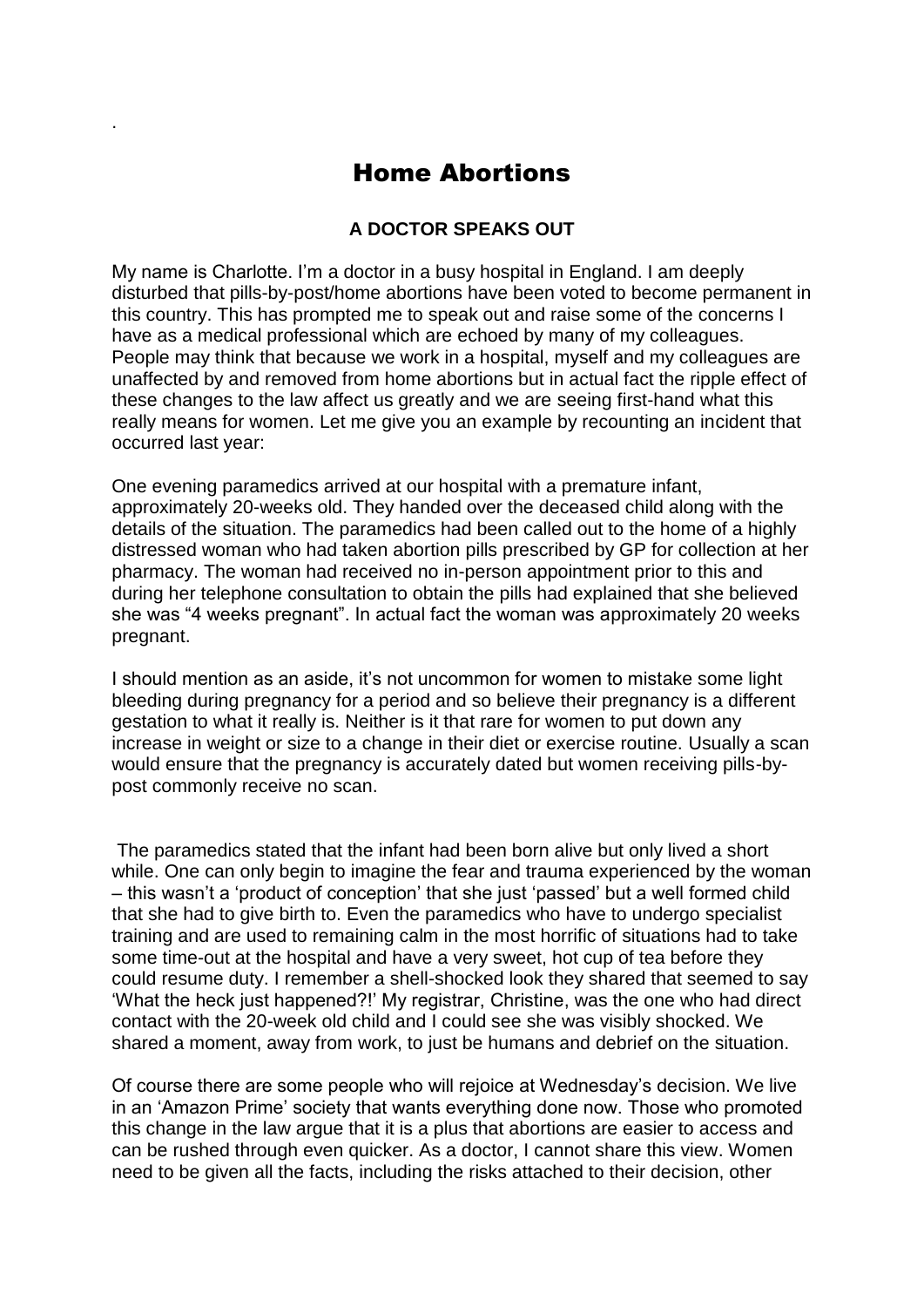.

# Home Abortions

**A DOCTOR SPEAKS OUT**

My name is Charlotte. I'm a doctor in a busy hospital in England. I am deeply disturbed that pills-by-post/home abortions have been voted to become permanent in this country. This has prompted me to speak out and raise some of the concerns I have as a medical professional which are echoed by many of my colleagues. People may think that because we work in a hospital, myself and my colleagues are unaffected by and removed from home abortions but in actual fact the ripple effect of these changes to the law affect us greatly and we are seeing first-hand what this really means for women. Let me give you an example by recounting an incident that occurred last year:

One evening paramedics arrived at our hospital with a premature infant, approximately 20-weeks old. They handed over the deceased child along with the details of the situation. The paramedics had been called out to the home of a highly distressed woman who had taken abortion pills prescribed by GP for collection at her pharmacy. The woman had received no in-person appointment prior to this and during her telephone consultation to obtain the pills had explained that she believed she was "4 weeks pregnant". In actual fact the woman was approximately 20 weeks pregnant.

I should mention as an aside, it's not uncommon for women to mistake some light bleeding during pregnancy for a period and so believe their pregnancy is a different gestation to what it really is. Neither is it that rare for women to put down any increase in weight or size to a change in their diet or exercise routine. Usually a scan would ensure that the pregnancy is accurately dated but women receiving pills-by-post commonly receive no scan.

The paramedics stated that the infant had been born alive but only lived a short while. One can only begin to imagine the fear and trauma experienced by the woman – this wasn't a 'product of conception' that she just 'passed' but a well formed child that she had to give birth to. Even the paramedics who have to undergo specialist training and are used to remaining calm in the most horrific of situations had to take some time-out at the hospital and have a very sweet, hot cup of tea before they could resume duty. I remember a shell-shocked look they shared that seemed to say 'What the heck just happened?!' My registrar, Christine, was the one who had direct contact with the 20-week old child and I could see she was visibly shocked. We shared a moment, away from work, to just be humans and debrief on the situation.

Of course there are some people who will rejoice at Wednesday's decision. We live in an 'Amazon Prime' society that wants everything done now. Those who promoted this change in the law argue that it is a plus that abortions are easier to access and can be rushed through even quicker. As a doctor, I cannot share this view. Women need to be given all the facts, including the risks attached to their decision, other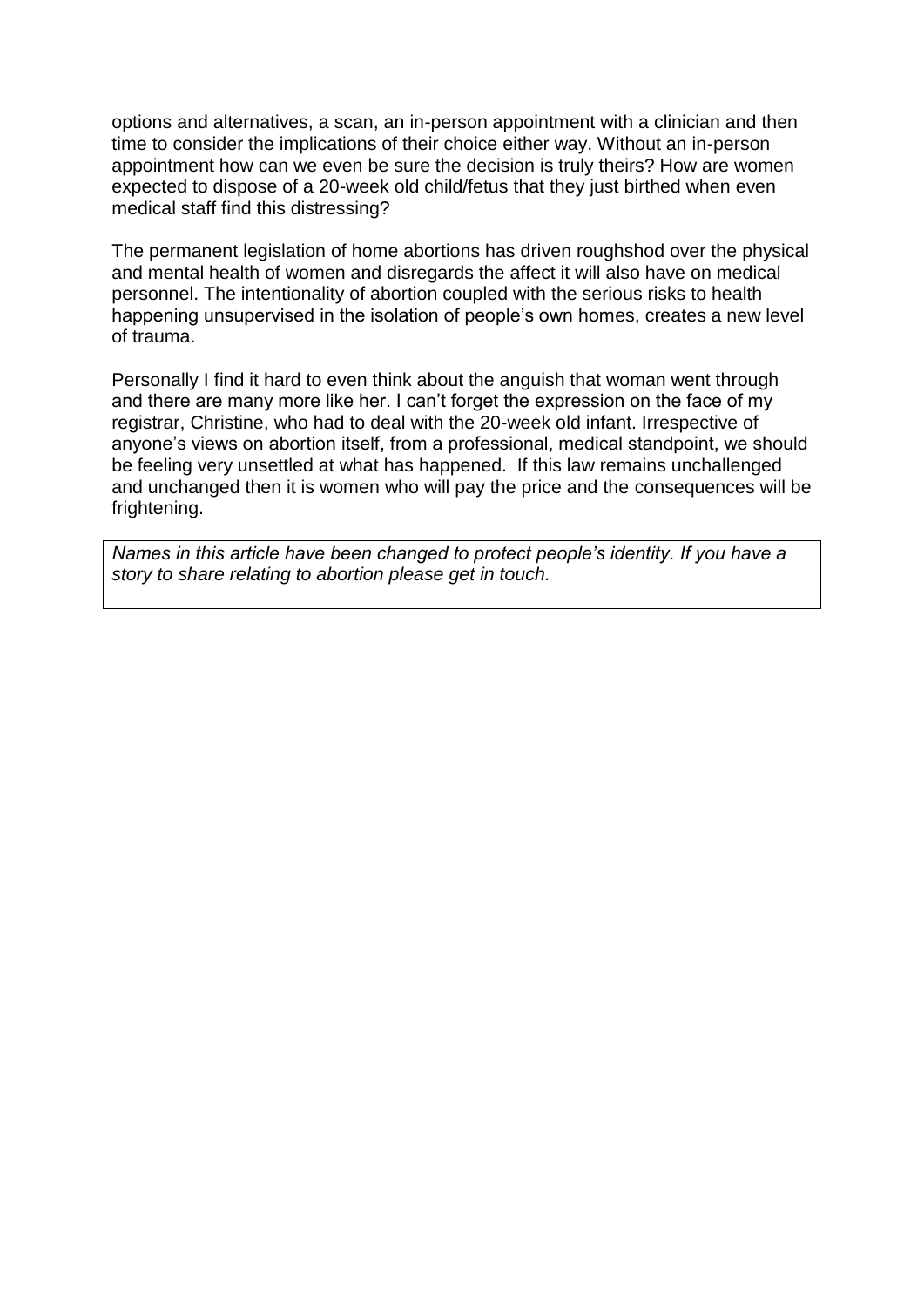options and alternatives, a scan, an in-person appointment with a clinician and then time to consider the implications of their choice either way. Without an in-person appointment how can we even be sure the decision is truly theirs? How are women expected to dispose of a 20-week old child/fetus that they just birthed when even medical staff find this distressing?

The permanent legislation of home abortions has driven roughshod over the physical and mental health of women and disregards the affect it will also have on medical personnel. The intentionality of abortion coupled with the serious risks to health happening unsupervised in the isolation of people's own homes, creates a new level of trauma.

Personally I find it hard to even think about the anguish that woman went through and there are many more like her. I can't forget the expression on the face of my registrar, Christine, who had to deal with the 20-week old infant. Irrespective of anyone's views on abortion itself, from a professional, medical standpoint, we should be feeling very unsettled at what has happened. If this law remains unchallenged and unchanged then it is women who will pay the price and the consequences will be frightening.

*Names in this article have been changed to protect people's identity. If you have a story to share relating to abortion please get in touch.*